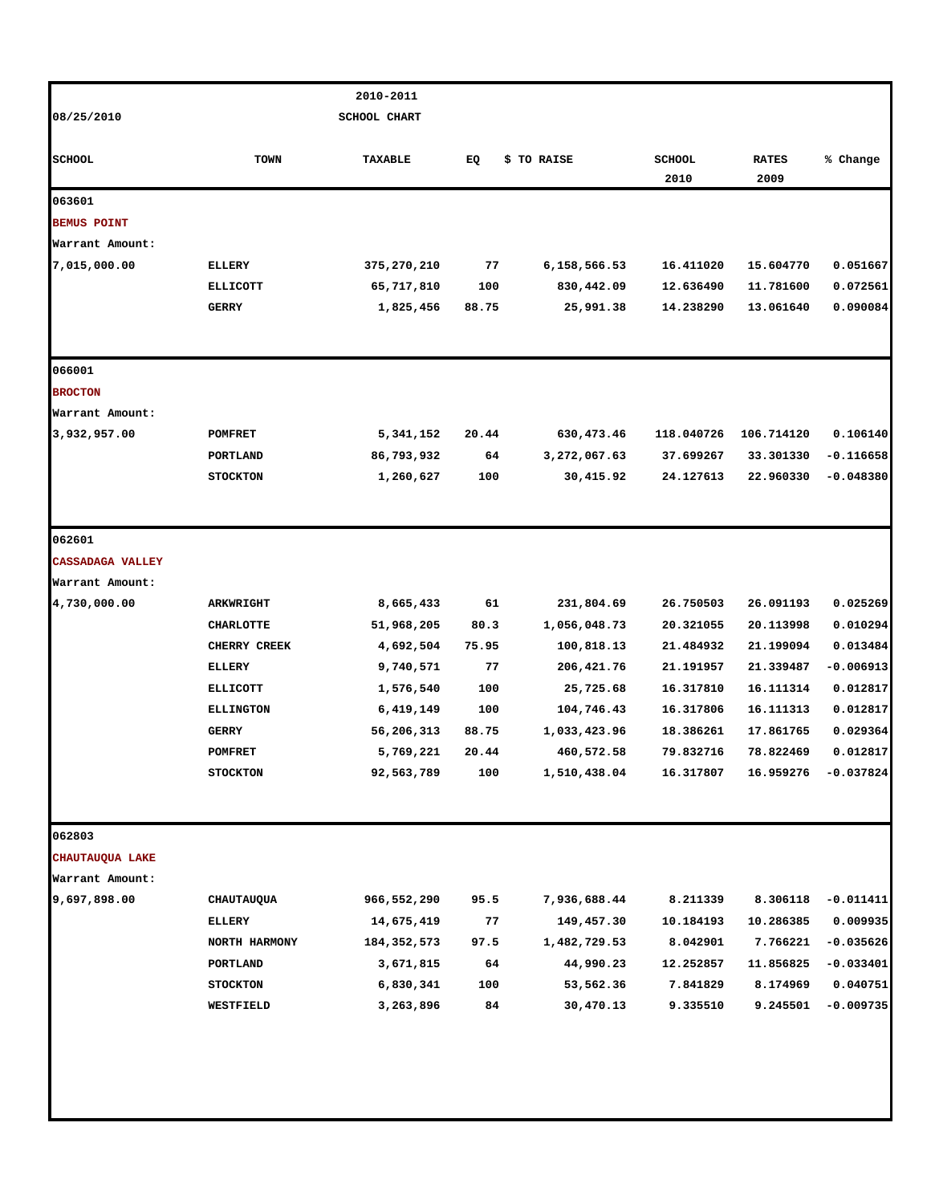08/25/2010

2010-2011
SCHOOL CHART

| SCHOOL | TOWN | TAXABLE | EQ | $ TO RAISE | SCHOOL 2010 | RATES 2009 | % Change |
|---|---|---|---|---|---|---|---|
| 063601 | | | | | | | |
| BEMUS POINT | | | | | | | |
| Warrant Amount: | | | | | | | |
| 7,015,000.00 | ELLERY | 375,270,210 | 77 | 6,158,566.53 | 16.411020 | 15.604770 | 0.051667 |
| | ELLICOTT | 65,717,810 | 100 | 830,442.09 | 12.636490 | 11.781600 | 0.072561 |
| | GERRY | 1,825,456 | 88.75 | 25,991.38 | 14.238290 | 13.061640 | 0.090084 |
| 066001 | | | | | | | |
| BROCTON | | | | | | | |
| Warrant Amount: | | | | | | | |
| 3,932,957.00 | POMFRET | 5,341,152 | 20.44 | 630,473.46 | 118.040726 | 106.714120 | 0.106140 |
| | PORTLAND | 86,793,932 | 64 | 3,272,067.63 | 37.699267 | 33.301330 | -0.116658 |
| | STOCKTON | 1,260,627 | 100 | 30,415.92 | 24.127613 | 22.960330 | -0.048380 |
| 062601 | | | | | | | |
| CASSADAGA VALLEY | | | | | | | |
| Warrant Amount: | | | | | | | |
| 4,730,000.00 | ARKWRIGHT | 8,665,433 | 61 | 231,804.69 | 26.750503 | 26.091193 | 0.025269 |
| | CHARLOTTE | 51,968,205 | 80.3 | 1,056,048.73 | 20.321055 | 20.113998 | 0.010294 |
| | CHERRY CREEK | 4,692,504 | 75.95 | 100,818.13 | 21.484932 | 21.199094 | 0.013484 |
| | ELLERY | 9,740,571 | 77 | 206,421.76 | 21.191957 | 21.339487 | -0.006913 |
| | ELLICOTT | 1,576,540 | 100 | 25,725.68 | 16.317810 | 16.111314 | 0.012817 |
| | ELLINGTON | 6,419,149 | 100 | 104,746.43 | 16.317806 | 16.111313 | 0.012817 |
| | GERRY | 56,206,313 | 88.75 | 1,033,423.96 | 18.386261 | 17.861765 | 0.029364 |
| | POMFRET | 5,769,221 | 20.44 | 460,572.58 | 79.832716 | 78.822469 | 0.012817 |
| | STOCKTON | 92,563,789 | 100 | 1,510,438.04 | 16.317807 | 16.959276 | -0.037824 |
| 062803 | | | | | | | |
| CHAUTAUQUA LAKE | | | | | | | |
| Warrant Amount: | | | | | | | |
| 9,697,898.00 | CHAUTAUQUA | 966,552,290 | 95.5 | 7,936,688.44 | 8.211339 | 8.306118 | -0.011411 |
| | ELLERY | 14,675,419 | 77 | 149,457.30 | 10.184193 | 10.286385 | 0.009935 |
| | NORTH HARMONY | 184,352,573 | 97.5 | 1,482,729.53 | 8.042901 | 7.766221 | -0.035626 |
| | PORTLAND | 3,671,815 | 64 | 44,990.23 | 12.252857 | 11.856825 | -0.033401 |
| | STOCKTON | 6,830,341 | 100 | 53,562.36 | 7.841829 | 8.174969 | 0.040751 |
| | WESTFIELD | 3,263,896 | 84 | 30,470.13 | 9.335510 | 9.245501 | -0.009735 |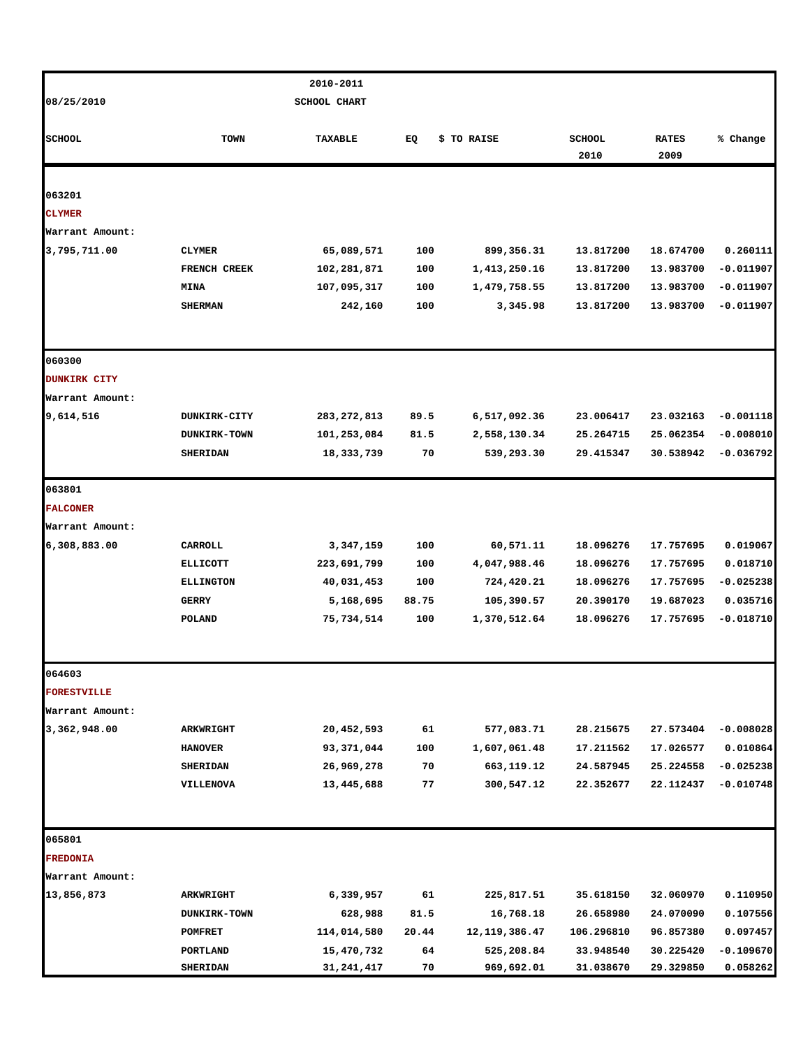08/25/2010

2010-2011 SCHOOL CHART

| SCHOOL | TOWN | TAXABLE | EQ | $ TO RAISE | SCHOOL 2010 | RATES 2009 | % Change |
|---|---|---|---|---|---|---|---|
| 063201 | | | | | | | |
| **CLYMER** | | | | | | | |
| Warrant Amount: | | | | | | | |
| 3,795,711.00 | CLYMER | 65,089,571 | 100 | 899,356.31 | 13.817200 | 18.674700 | 0.260111 |
| | FRENCH CREEK | 102,281,871 | 100 | 1,413,250.16 | 13.817200 | 13.983700 | -0.011907 |
| | MINA | 107,095,317 | 100 | 1,479,758.55 | 13.817200 | 13.983700 | -0.011907 |
| | SHERMAN | 242,160 | 100 | 3,345.98 | 13.817200 | 13.983700 | -0.011907 |
| 060300 | | | | | | | |
| **DUNKIRK CITY** | | | | | | | |
| Warrant Amount: | | | | | | | |
| 9,614,516 | DUNKIRK-CITY | 283,272,813 | 89.5 | 6,517,092.36 | 23.006417 | 23.032163 | -0.001118 |
| | DUNKIRK-TOWN | 101,253,084 | 81.5 | 2,558,130.34 | 25.264715 | 25.062354 | -0.008010 |
| | SHERIDAN | 18,333,739 | 70 | 539,293.30 | 29.415347 | 30.538942 | -0.036792 |
| 063801 | | | | | | | |
| **FALCONER** | | | | | | | |
| Warrant Amount: | | | | | | | |
| 6,308,883.00 | CARROLL | 3,347,159 | 100 | 60,571.11 | 18.096276 | 17.757695 | 0.019067 |
| | ELLICOTT | 223,691,799 | 100 | 4,047,988.46 | 18.096276 | 17.757695 | 0.018710 |
| | ELLINGTON | 40,031,453 | 100 | 724,420.21 | 18.096276 | 17.757695 | -0.025238 |
| | GERRY | 5,168,695 | 88.75 | 105,390.57 | 20.390170 | 19.687023 | 0.035716 |
| | POLAND | 75,734,514 | 100 | 1,370,512.64 | 18.096276 | 17.757695 | -0.018710 |
| 064603 | | | | | | | |
| **FORESTVILLE** | | | | | | | |
| Warrant Amount: | | | | | | | |
| 3,362,948.00 | ARKWRIGHT | 20,452,593 | 61 | 577,083.71 | 28.215675 | 27.573404 | -0.008028 |
| | HANOVER | 93,371,044 | 100 | 1,607,061.48 | 17.211562 | 17.026577 | 0.010864 |
| | SHERIDAN | 26,969,278 | 70 | 663,119.12 | 24.587945 | 25.224558 | -0.025238 |
| | VILLENOVA | 13,445,688 | 77 | 300,547.12 | 22.352677 | 22.112437 | -0.010748 |
| 065801 | | | | | | | |
| **FREDONIA** | | | | | | | |
| Warrant Amount: | | | | | | | |
| 13,856,873 | ARKWRIGHT | 6,339,957 | 61 | 225,817.51 | 35.618150 | 32.060970 | 0.110950 |
| | DUNKIRK-TOWN | 628,988 | 81.5 | 16,768.18 | 26.658980 | 24.070090 | 0.107556 |
| | POMFRET | 114,014,580 | 20.44 | 12,119,386.47 | 106.296810 | 96.857380 | 0.097457 |
| | PORTLAND | 15,470,732 | 64 | 525,208.84 | 33.948540 | 30.225420 | -0.109670 |
| | SHERIDAN | 31,241,417 | 70 | 969,692.01 | 31.038670 | 29.329850 | 0.058262 |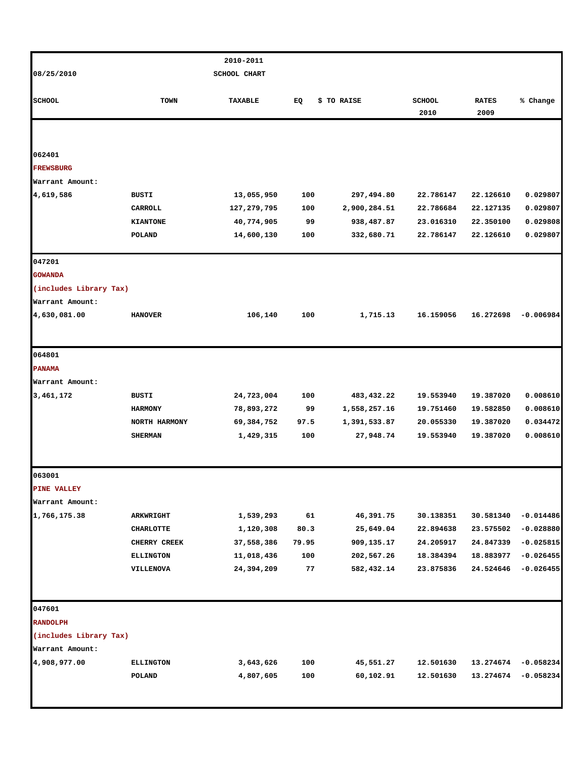08/25/2010

**2010-2011 SCHOOL CHART**

| SCHOOL | TOWN | TAXABLE | EQ | $ TO RAISE | SCHOOL 2010 | RATES 2009 | % Change |
|---|---|---|---|---|---|---|---|
| 062401 | | | | | | | |
| **FREWSBURG** | | | | | | | |
| Warrant Amount: | | | | | | | |
| 4,619,586 | BUSTI | 13,055,950 | 100 | 297,494.80 | 22.786147 | 22.126610 | 0.029807 |
| | CARROLL | 127,279,795 | 100 | 2,900,284.51 | 22.786684 | 22.127135 | 0.029807 |
| | KIANTONE | 40,774,905 | 99 | 938,487.87 | 23.016310 | 22.350100 | 0.029808 |
| | POLAND | 14,600,130 | 100 | 332,680.71 | 22.786147 | 22.126610 | 0.029807 |
| 047201 | | | | | | | |
| **GOWANDA** | | | | | | | |
| (includes Library Tax) | | | | | | | |
| Warrant Amount: | | | | | | | |
| 4,630,081.00 | HANOVER | 106,140 | 100 | 1,715.13 | 16.159056 | 16.272698 | -0.006984 |
| 064801 | | | | | | | |
| **PANAMA** | | | | | | | |
| Warrant Amount: | | | | | | | |
| 3,461,172 | BUSTI | 24,723,004 | 100 | 483,432.22 | 19.553940 | 19.387020 | 0.008610 |
| | HARMONY | 78,893,272 | 99 | 1,558,257.16 | 19.751460 | 19.582850 | 0.008610 |
| | NORTH HARMONY | 69,384,752 | 97.5 | 1,391,533.87 | 20.055330 | 19.387020 | 0.034472 |
| | SHERMAN | 1,429,315 | 100 | 27,948.74 | 19.553940 | 19.387020 | 0.008610 |
| 063001 | | | | | | | |
| **PINE VALLEY** | | | | | | | |
| Warrant Amount: | | | | | | | |
| 1,766,175.38 | ARKWRIGHT | 1,539,293 | 61 | 46,391.75 | 30.138351 | 30.581340 | -0.014486 |
| | CHARLOTTE | 1,120,308 | 80.3 | 25,649.04 | 22.894638 | 23.575502 | -0.028880 |
| | CHERRY CREEK | 37,558,386 | 79.95 | 909,135.17 | 24.205917 | 24.847339 | -0.025815 |
| | ELLINGTON | 11,018,436 | 100 | 202,567.26 | 18.384394 | 18.883977 | -0.026455 |
| | VILLENOVA | 24,394,209 | 77 | 582,432.14 | 23.875836 | 24.524646 | -0.026455 |
| 047601 | | | | | | | |
| **RANDOLPH** | | | | | | | |
| (includes Library Tax) | | | | | | | |
| Warrant Amount: | | | | | | | |
| 4,908,977.00 | ELLINGTON | 3,643,626 | 100 | 45,551.27 | 12.501630 | 13.274674 | -0.058234 |
| | POLAND | 4,807,605 | 100 | 60,102.91 | 12.501630 | 13.274674 | -0.058234 |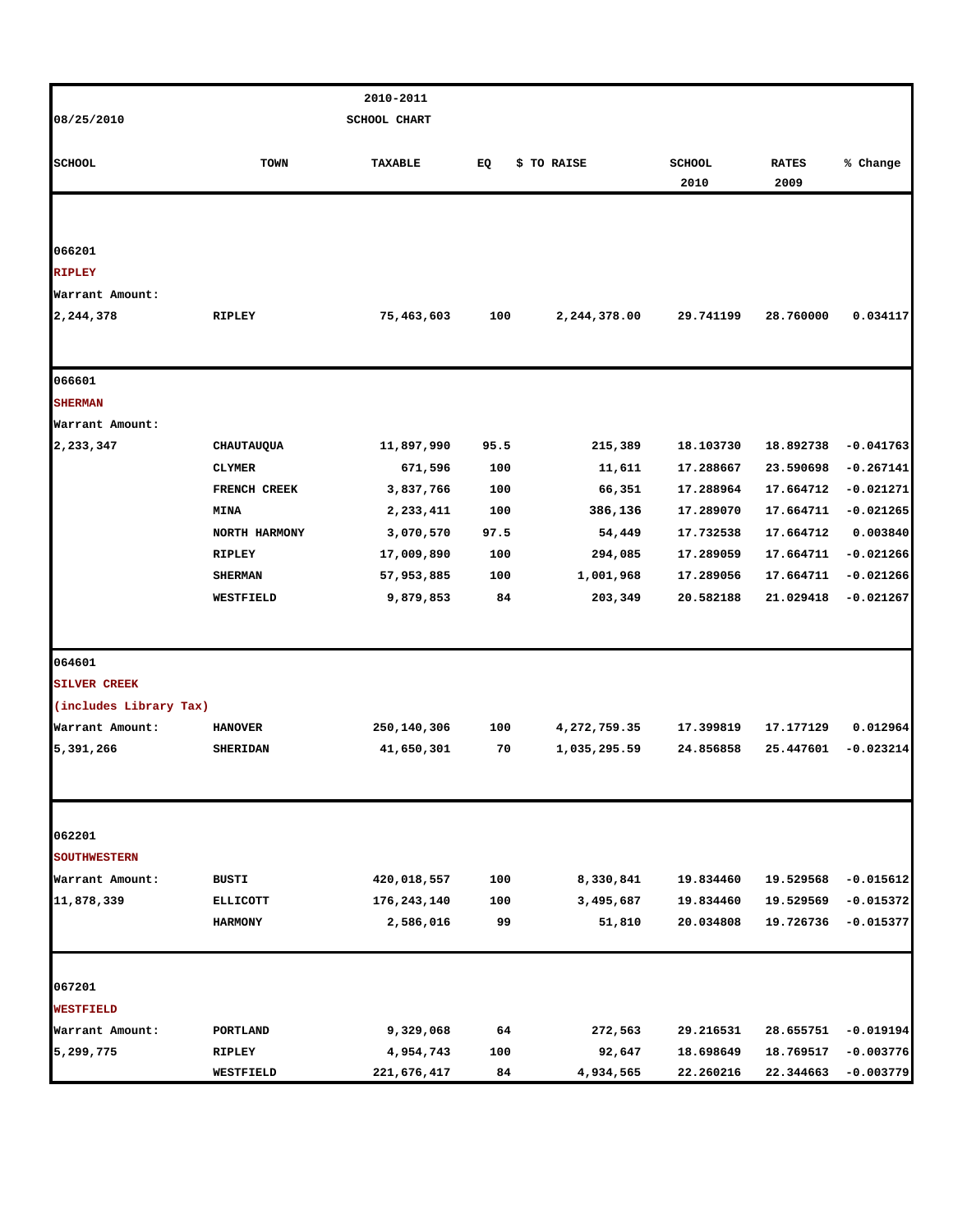08/25/2010

2010-2011

SCHOOL CHART

| SCHOOL | TOWN | TAXABLE | EQ | $ TO RAISE | SCHOOL 2010 | RATES 2009 | % Change |
|---|---|---|---|---|---|---|---|
| 066201 | | | | | | | |
| RIPLEY | | | | | | | |
| Warrant Amount: | | | | | | | |
| 2,244,378 | RIPLEY | 75,463,603 | 100 | 2,244,378.00 | 29.741199 | 28.760000 | 0.034117 |
| 066601 | | | | | | | |
| SHERMAN | | | | | | | |
| Warrant Amount: | | | | | | | |
| 2,233,347 | CHAUTAUQUA | 11,897,990 | 95.5 | 215,389 | 18.103730 | 18.892738 | -0.041763 |
| | CLYMER | 671,596 | 100 | 11,611 | 17.288667 | 23.590698 | -0.267141 |
| | FRENCH CREEK | 3,837,766 | 100 | 66,351 | 17.288964 | 17.664712 | -0.021271 |
| | MINA | 2,233,411 | 100 | 386,136 | 17.289070 | 17.664711 | -0.021265 |
| | NORTH HARMONY | 3,070,570 | 97.5 | 54,449 | 17.732538 | 17.664712 | 0.003840 |
| | RIPLEY | 17,009,890 | 100 | 294,085 | 17.289059 | 17.664711 | -0.021266 |
| | SHERMAN | 57,953,885 | 100 | 1,001,968 | 17.289056 | 17.664711 | -0.021266 |
| | WESTFIELD | 9,879,853 | 84 | 203,349 | 20.582188 | 21.029418 | -0.021267 |
| 064601 | | | | | | | |
| SILVER CREEK | | | | | | | |
| (includes Library Tax) | | | | | | | |
| Warrant Amount: | HANOVER | 250,140,306 | 100 | 4,272,759.35 | 17.399819 | 17.177129 | 0.012964 |
| 5,391,266 | SHERIDAN | 41,650,301 | 70 | 1,035,295.59 | 24.856858 | 25.447601 | -0.023214 |
| 062201 | | | | | | | |
| SOUTHWESTERN | | | | | | | |
| Warrant Amount: | BUSTI | 420,018,557 | 100 | 8,330,841 | 19.834460 | 19.529568 | -0.015612 |
| 11,878,339 | ELLICOTT | 176,243,140 | 100 | 3,495,687 | 19.834460 | 19.529569 | -0.015372 |
| | HARMONY | 2,586,016 | 99 | 51,810 | 20.034808 | 19.726736 | -0.015377 |
| 067201 | | | | | | | |
| WESTFIELD | | | | | | | |
| Warrant Amount: | PORTLAND | 9,329,068 | 64 | 272,563 | 29.216531 | 28.655751 | -0.019194 |
| 5,299,775 | RIPLEY | 4,954,743 | 100 | 92,647 | 18.698649 | 18.769517 | -0.003776 |
| | WESTFIELD | 221,676,417 | 84 | 4,934,565 | 22.260216 | 22.344663 | -0.003779 |